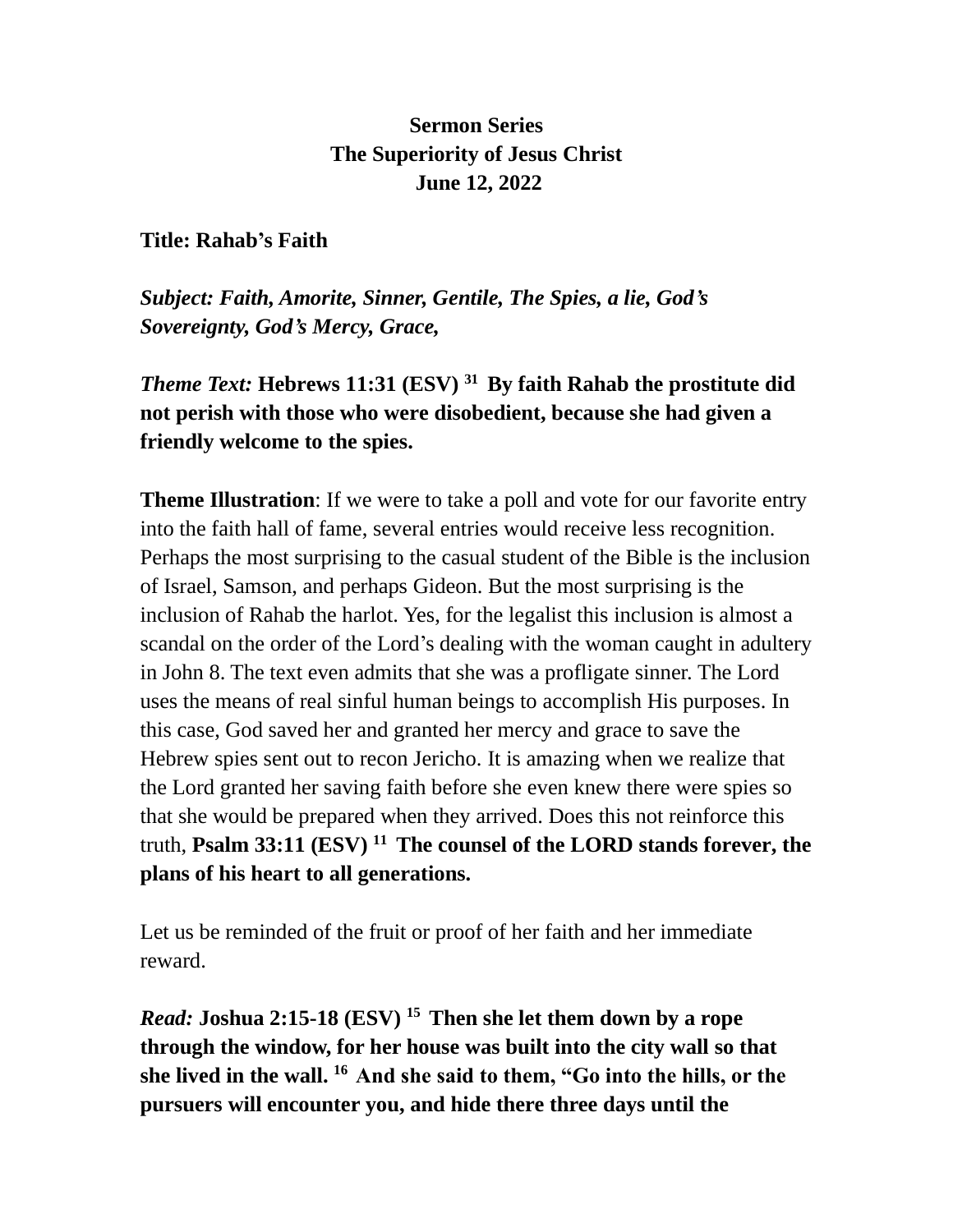**Sermon Series**
**The Superiority of Jesus Christ**
**June 12, 2022**

**Title: Rahab's Faith**

***Subject: Faith, Amorite, Sinner, Gentile, The Spies, a lie, God's Sovereignty, God's Mercy, Grace,***

***Theme Text:*** **Hebrews 11:31 (ESV) [31] By faith Rahab the prostitute did not perish with those who were disobedient, because she had given a friendly welcome to the spies.**

**Theme Illustration**: If we were to take a poll and vote for our favorite entry into the faith hall of fame, several entries would receive less recognition. Perhaps the most surprising to the casual student of the Bible is the inclusion of Israel, Samson, and perhaps Gideon. But the most surprising is the inclusion of Rahab the harlot. Yes, for the legalist this inclusion is almost a scandal on the order of the Lord's dealing with the woman caught in adultery in John 8. The text even admits that she was a profligate sinner. The Lord uses the means of real sinful human beings to accomplish His purposes. In this case, God saved her and granted her mercy and grace to save the Hebrew spies sent out to recon Jericho. It is amazing when we realize that the Lord granted her saving faith before she even knew there were spies so that she would be prepared when they arrived. Does this not reinforce this truth, **Psalm 33:11 (ESV) [11] The counsel of the LORD stands forever, the plans of his heart to all generations.**

Let us be reminded of the fruit or proof of her faith and her immediate reward.

***Read:*** **Joshua 2:15-18 (ESV) [15] Then she let them down by a rope through the window, for her house was built into the city wall so that she lived in the wall. [16] And she said to them, "Go into the hills, or the pursuers will encounter you, and hide there three days until the**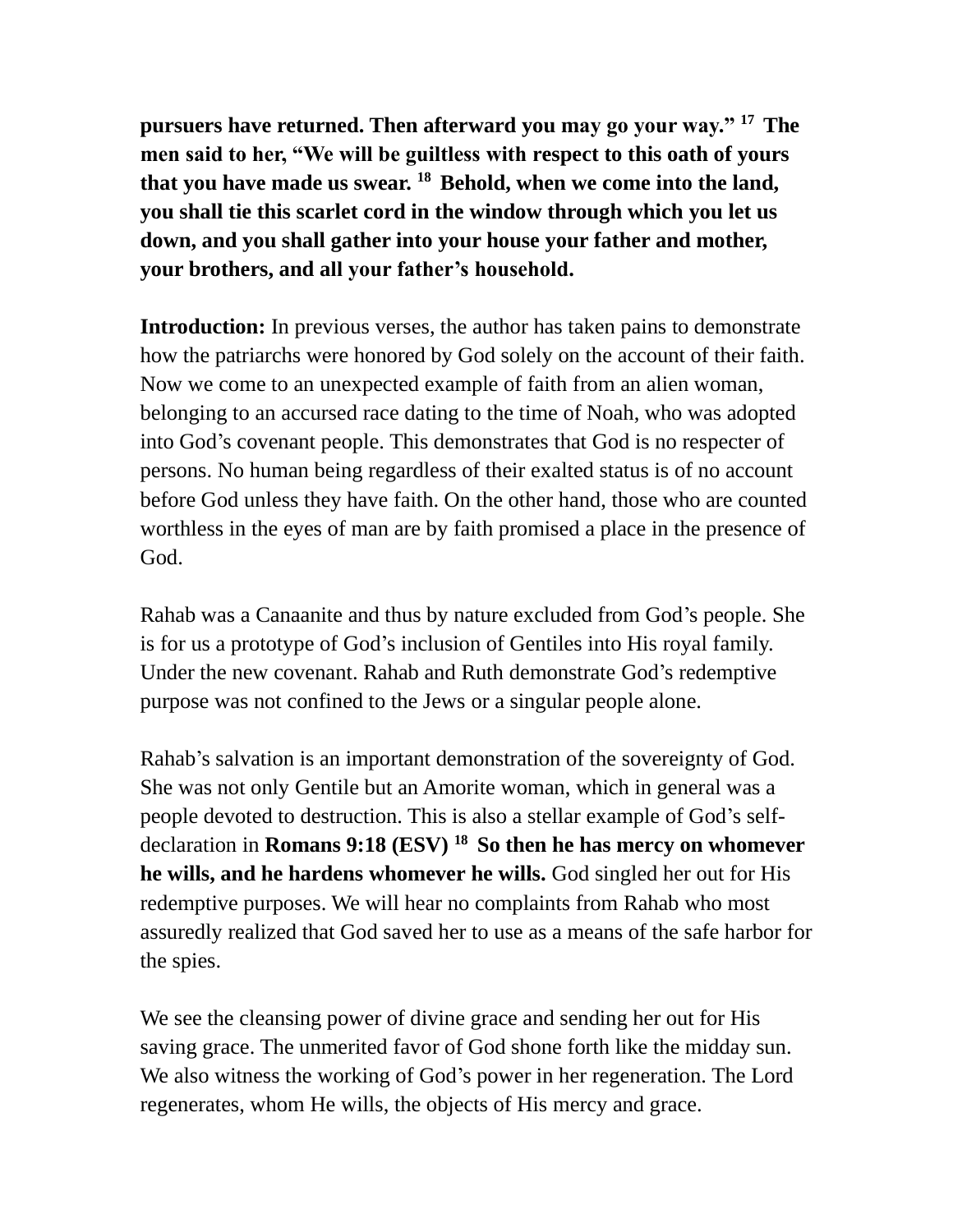**pursuers have returned. Then afterward you may go your way.” [17] The men said to her, “We will be guiltless with respect to this oath of yours that you have made us swear. [18] Behold, when we come into the land, you shall tie this scarlet cord in the window through which you let us down, and you shall gather into your house your father and mother, your brothers, and all your father’s household.**

**Introduction:** In previous verses, the author has taken pains to demonstrate how the patriarchs were honored by God solely on the account of their faith. Now we come to an unexpected example of faith from an alien woman, belonging to an accursed race dating to the time of Noah, who was adopted into God’s covenant people. This demonstrates that God is no respecter of persons. No human being regardless of their exalted status is of no account before God unless they have faith. On the other hand, those who are counted worthless in the eyes of man are by faith promised a place in the presence of God.

Rahab was a Canaanite and thus by nature excluded from God’s people. She is for us a prototype of God’s inclusion of Gentiles into His royal family. Under the new covenant. Rahab and Ruth demonstrate God’s redemptive purpose was not confined to the Jews or a singular people alone.

Rahab’s salvation is an important demonstration of the sovereignty of God. She was not only Gentile but an Amorite woman, which in general was a people devoted to destruction. This is also a stellar example of God’s self-declaration in **Romans 9:18 (ESV) [18] So then he has mercy on whomever he wills, and he hardens whomever he wills.** God singled her out for His redemptive purposes. We will hear no complaints from Rahab who most assuredly realized that God saved her to use as a means of the safe harbor for the spies.

We see the cleansing power of divine grace and sending her out for His saving grace. The unmerited favor of God shone forth like the midday sun. We also witness the working of God’s power in her regeneration. The Lord regenerates, whom He wills, the objects of His mercy and grace.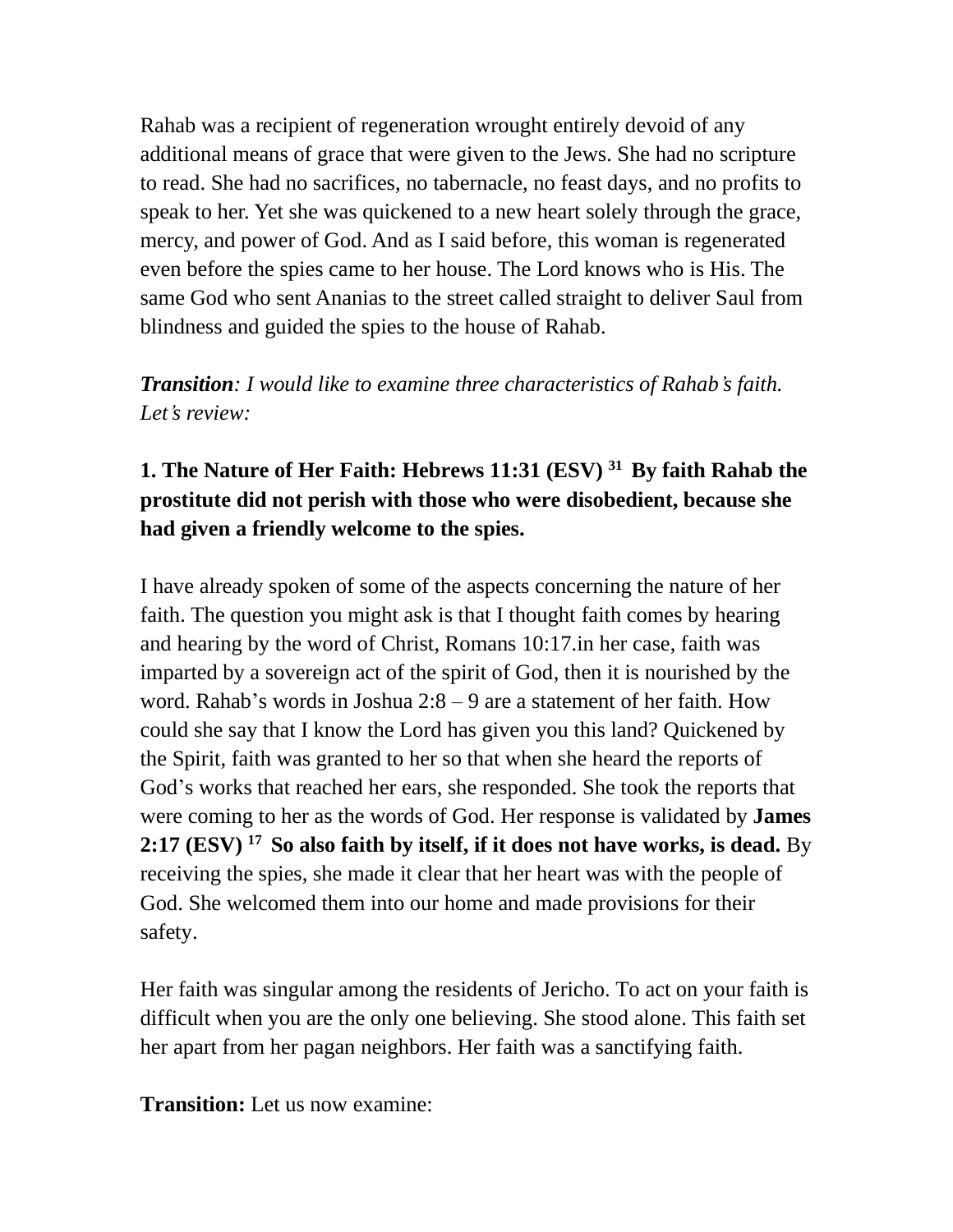Rahab was a recipient of regeneration wrought entirely devoid of any additional means of grace that were given to the Jews. She had no scripture to read. She had no sacrifices, no tabernacle, no feast days, and no profits to speak to her. Yet she was quickened to a new heart solely through the grace, mercy, and power of God. And as I said before, this woman is regenerated even before the spies came to her house. The Lord knows who is His. The same God who sent Ananias to the street called straight to deliver Saul from blindness and guided the spies to the house of Rahab.

***Transition****: I would like to examine three characteristics of Rahab's faith. Let's review:*

**1. The Nature of Her Faith: Hebrews 11:31 (ESV) [31] By faith Rahab the prostitute did not perish with those who were disobedient, because she had given a friendly welcome to the spies.**

I have already spoken of some of the aspects concerning the nature of her faith. The question you might ask is that I thought faith comes by hearing and hearing by the word of Christ, Romans 10:17.in her case, faith was imparted by a sovereign act of the spirit of God, then it is nourished by the word. Rahab's words in Joshua 2:8 – 9 are a statement of her faith. How could she say that I know the Lord has given you this land? Quickened by the Spirit, faith was granted to her so that when she heard the reports of God's works that reached her ears, she responded. She took the reports that were coming to her as the words of God. Her response is validated by **James 2:17 (ESV) [17] So also faith by itself, if it does not have works, is dead.** By receiving the spies, she made it clear that her heart was with the people of God. She welcomed them into our home and made provisions for their safety.

Her faith was singular among the residents of Jericho. To act on your faith is difficult when you are the only one believing. She stood alone. This faith set her apart from her pagan neighbors. Her faith was a sanctifying faith.

**Transition:** Let us now examine: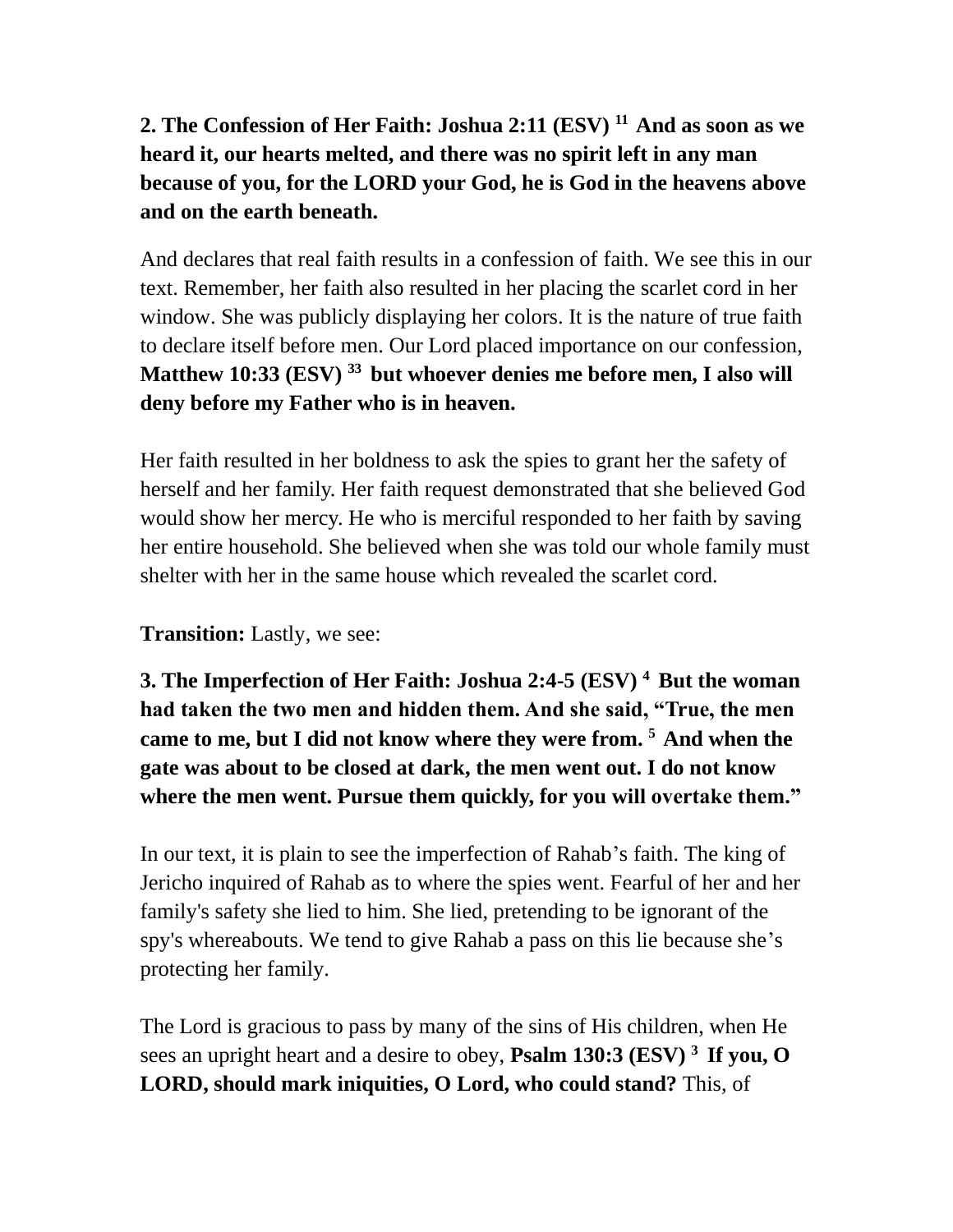**2. The Confession of Her Faith: Joshua 2:11 (ESV) [11] And as soon as we heard it, our hearts melted, and there was no spirit left in any man because of you, for the LORD your God, he is God in the heavens above and on the earth beneath.**

And declares that real faith results in a confession of faith. We see this in our text. Remember, her faith also resulted in her placing the scarlet cord in her window. She was publicly displaying her colors. It is the nature of true faith to declare itself before men. Our Lord placed importance on our confession, **Matthew 10:33 (ESV) [33] but whoever denies me before men, I also will deny before my Father who is in heaven.**

Her faith resulted in her boldness to ask the spies to grant her the safety of herself and her family. Her faith request demonstrated that she believed God would show her mercy. He who is merciful responded to her faith by saving her entire household. She believed when she was told our whole family must shelter with her in the same house which revealed the scarlet cord.

**Transition:** Lastly, we see:

**3. The Imperfection of Her Faith: Joshua 2:4-5 (ESV) [4] But the woman had taken the two men and hidden them. And she said, "True, the men came to me, but I did not know where they were from. [5] And when the gate was about to be closed at dark, the men went out. I do not know where the men went. Pursue them quickly, for you will overtake them."**

In our text, it is plain to see the imperfection of Rahab's faith. The king of Jericho inquired of Rahab as to where the spies went. Fearful of her and her family's safety she lied to him. She lied, pretending to be ignorant of the spy's whereabouts. We tend to give Rahab a pass on this lie because she's protecting her family.

The Lord is gracious to pass by many of the sins of His children, when He sees an upright heart and a desire to obey, **Psalm 130:3 (ESV) [3] If you, O LORD, should mark iniquities, O Lord, who could stand?** This, of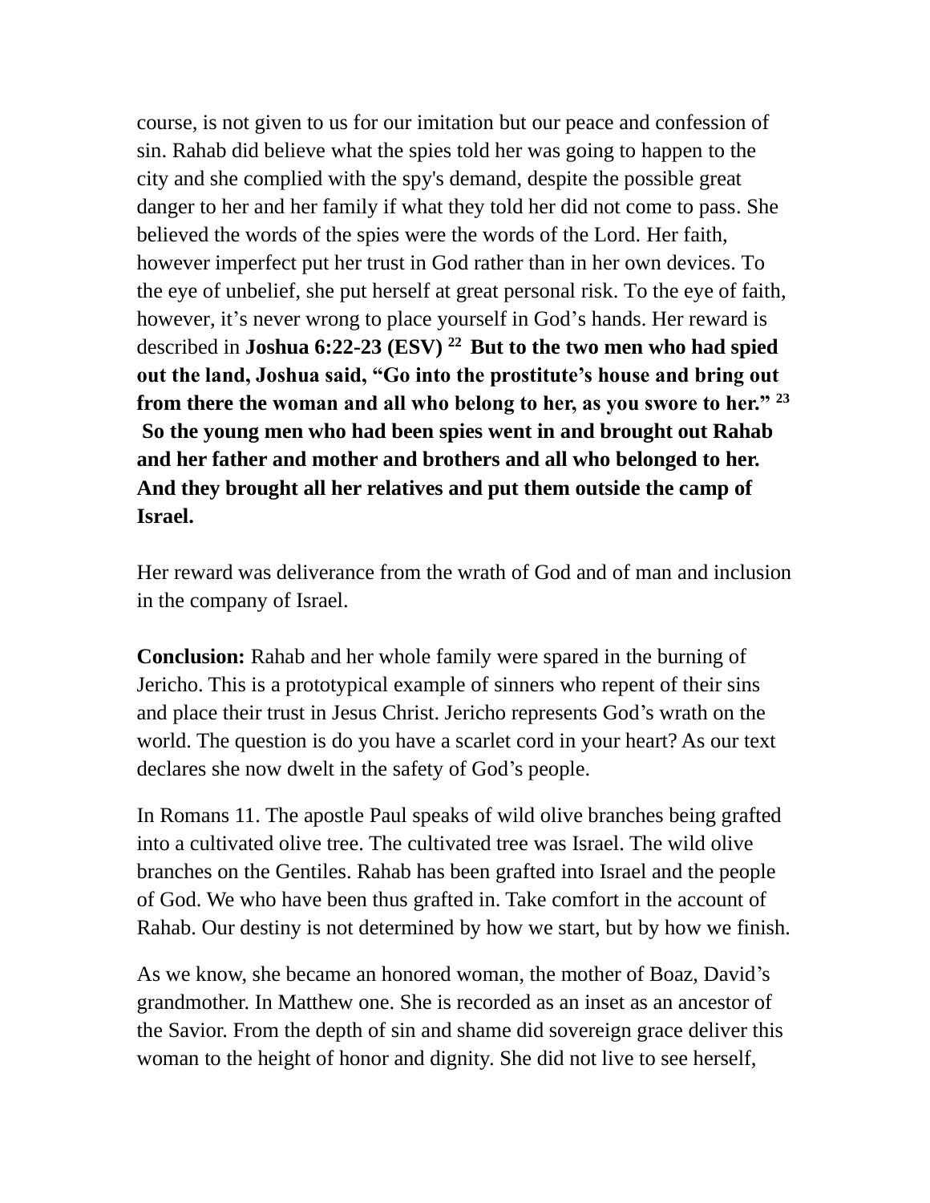course, is not given to us for our imitation but our peace and confession of sin. Rahab did believe what the spies told her was going to happen to the city and she complied with the spy's demand, despite the possible great danger to her and her family if what they told her did not come to pass. She believed the words of the spies were the words of the Lord. Her faith, however imperfect put her trust in God rather than in her own devices. To the eye of unbelief, she put herself at great personal risk. To the eye of faith, however, it's never wrong to place yourself in God's hands. Her reward is described in **Joshua 6:22-23 (ESV) [22] But to the two men who had spied out the land, Joshua said, "Go into the prostitute's house and bring out from there the woman and all who belong to her, as you swore to her." [23] So the young men who had been spies went in and brought out Rahab and her father and mother and brothers and all who belonged to her. And they brought all her relatives and put them outside the camp of Israel.**

Her reward was deliverance from the wrath of God and of man and inclusion in the company of Israel.

**Conclusion:** Rahab and her whole family were spared in the burning of Jericho. This is a prototypical example of sinners who repent of their sins and place their trust in Jesus Christ. Jericho represents God's wrath on the world. The question is do you have a scarlet cord in your heart? As our text declares she now dwelt in the safety of God's people.

In Romans 11. The apostle Paul speaks of wild olive branches being grafted into a cultivated olive tree. The cultivated tree was Israel. The wild olive branches on the Gentiles. Rahab has been grafted into Israel and the people of God. We who have been thus grafted in. Take comfort in the account of Rahab. Our destiny is not determined by how we start, but by how we finish.

As we know, she became an honored woman, the mother of Boaz, David's grandmother. In Matthew one. She is recorded as an inset as an ancestor of the Savior. From the depth of sin and shame did sovereign grace deliver this woman to the height of honor and dignity. She did not live to see herself,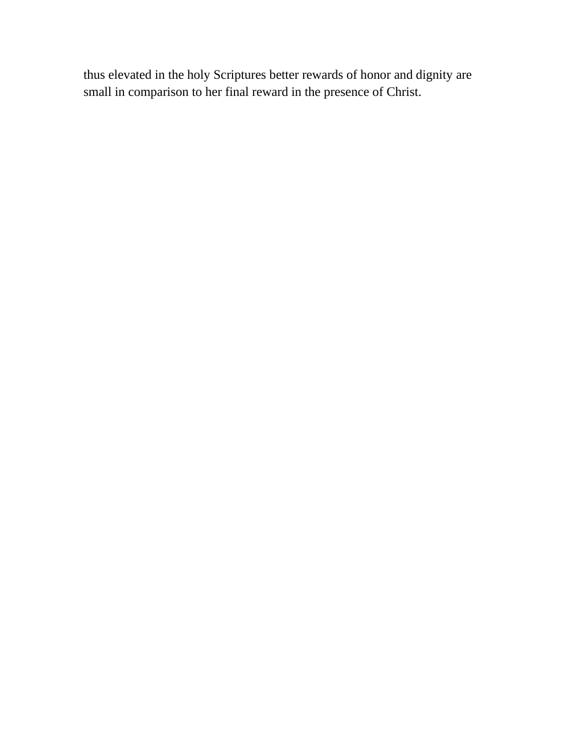thus elevated in the holy Scriptures better rewards of honor and dignity are small in comparison to her final reward in the presence of Christ.